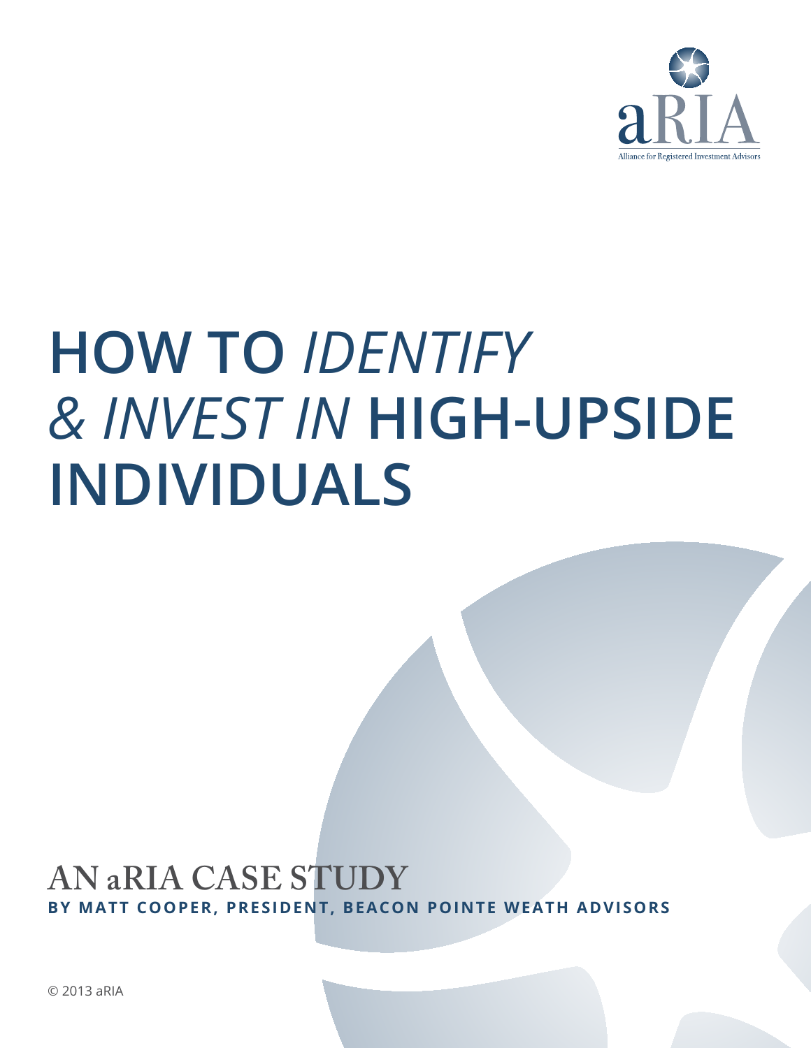aRIA

Alliance for Registered Investment Advisors

# HOW TO *IDENTIFY & INVEST IN* HIGH-UPSIDE INDIVIDUALS

## AN aRIA CASE STUDY

**BY MATT COOPER, PRESIDENT, BEACON POINTE WEATH ADVISORS**

© 2013 aRIA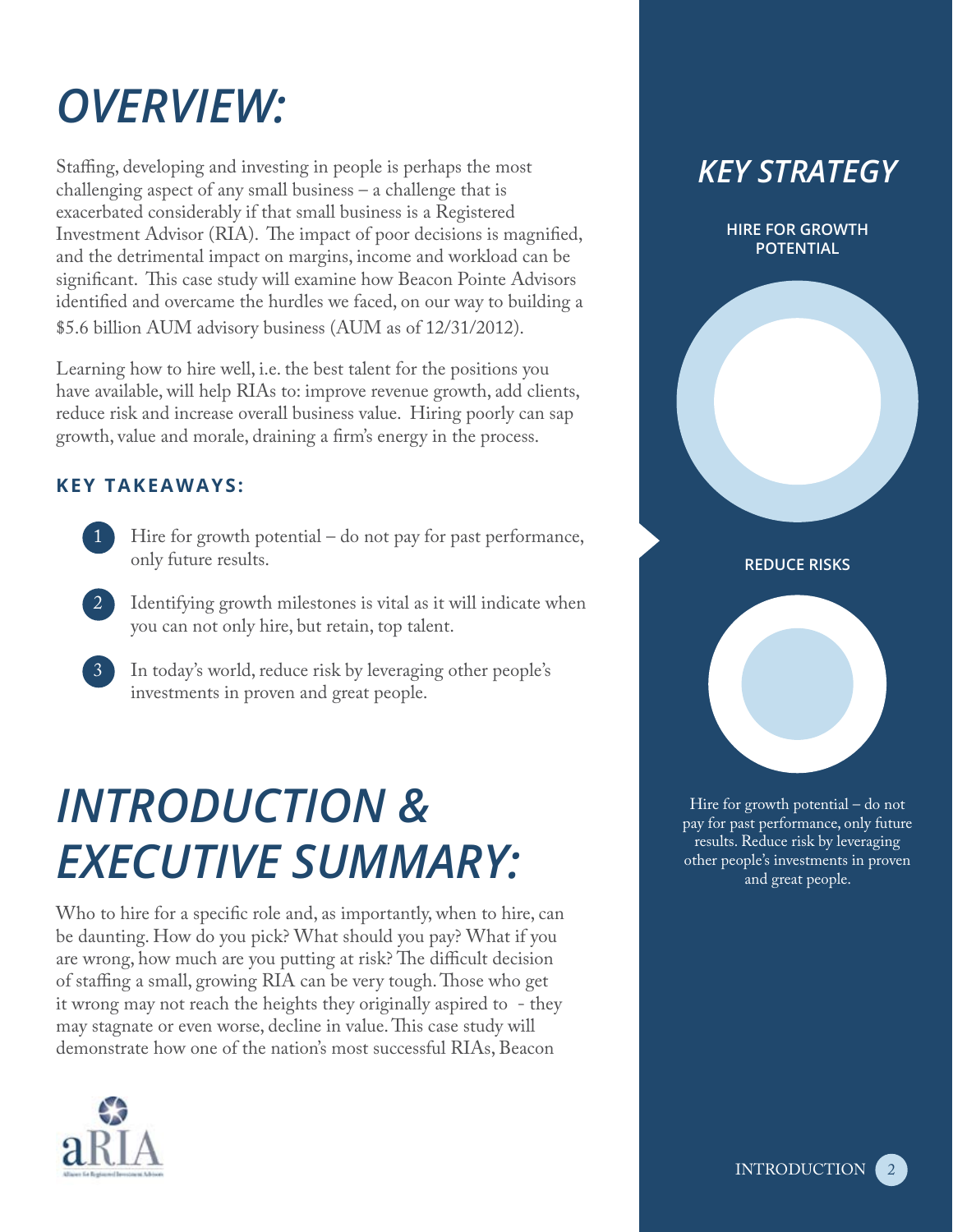# OVERVIEW:

Staffing, developing and investing in people is perhaps the most challenging aspect of any small business – a challenge that is exacerbated considerably if that small business is a Registered Investment Advisor (RIA). The impact of poor decisions is magnified, and the detrimental impact on margins, income and workload can be significant. This case study will examine how Beacon Pointe Advisors identified and overcame the hurdles we faced, on our way to building a $5.6 billion AUM advisory business (AUM as of 12/31/2012).

Learning how to hire well, i.e. the best talent for the positions you have available, will help RIAs to: improve revenue growth, add clients, reduce risk and increase overall business value. Hiring poorly can sap growth, value and morale, draining a firm's energy in the process.

### KEY TAKEAWAYS:

1. Hire for growth potential – do not pay for past performance, only future results.
2. Identifying growth milestones is vital as it will indicate when you can not only hire, but retain, top talent.
3. In today's world, reduce risk by leveraging other people's investments in proven and great people.

# INTRODUCTION & EXECUTIVE SUMMARY:

Who to hire for a specific role and, as importantly, when to hire, can be daunting. How do you pick? What should you pay? What if you are wrong, how much are you putting at risk? The difficult decision of staffing a small, growing RIA can be very tough. Those who get it wrong may not reach the heights they originally aspired to - they may stagnate or even worse, decline in value. This case study will demonstrate how one of the nation's most successful RIAs, Beacon

## KEY STRATEGY

**HIRE FOR GROWTH POTENTIAL**

**REDUCE RISKS**

Hire for growth potential – do not pay for past performance, only future results. Reduce risk by leveraging other people's investments in proven and great people.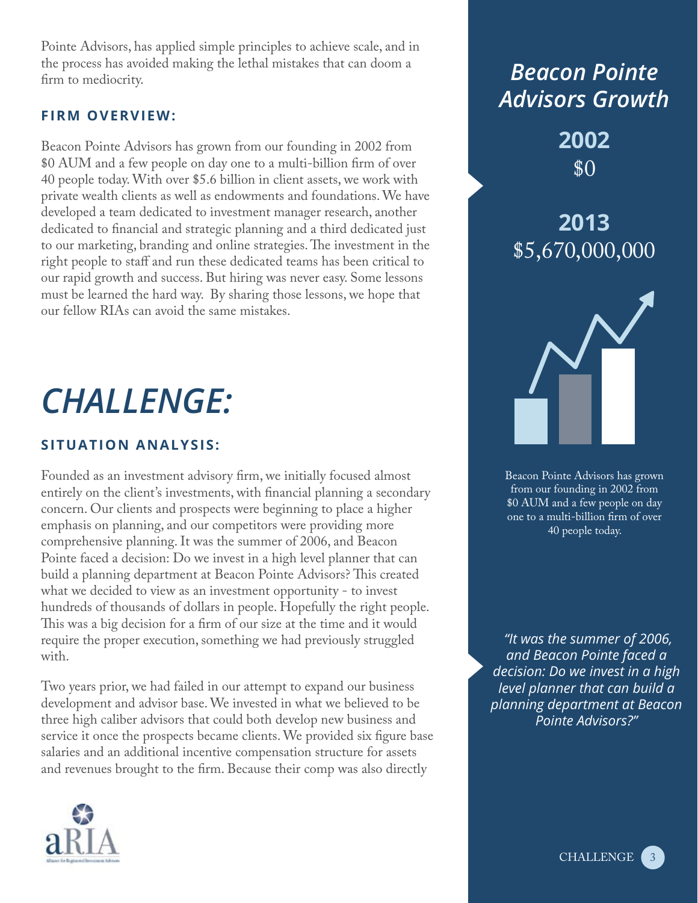Pointe Advisors, has applied simple principles to achieve scale, and in the process has avoided making the lethal mistakes that can doom a firm to mediocrity.

### FIRM OVERVIEW:

Beacon Pointe Advisors has grown from our founding in 2002 from $0 AUM and a few people on day one to a multi-billion firm of over 40 people today. With over $5.6 billion in client assets, we work with private wealth clients as well as endowments and foundations. We have developed a team dedicated to investment manager research, another dedicated to financial and strategic planning and a third dedicated just to our marketing, branding and online strategies. The investment in the right people to staff and run these dedicated teams has been critical to our rapid growth and success. But hiring was never easy. Some lessons must be learned the hard way. By sharing those lessons, we hope that our fellow RIAs can avoid the same mistakes.

# *CHALLENGE:*

### SITUATION ANALYSIS:

Founded as an investment advisory firm, we initially focused almost entirely on the client's investments, with financial planning a secondary concern. Our clients and prospects were beginning to place a higher emphasis on planning, and our competitors were providing more comprehensive planning. It was the summer of 2006, and Beacon Pointe faced a decision: Do we invest in a high level planner that can build a planning department at Beacon Pointe Advisors? This created what we decided to view as an investment opportunity - to invest hundreds of thousands of dollars in people. Hopefully the right people. This was a big decision for a firm of our size at the time and it would require the proper execution, something we had previously struggled with.

Two years prior, we had failed in our attempt to expand our business development and advisor base. We invested in what we believed to be three high caliber advisors that could both develop new business and service it once the prospects became clients. We provided six figure base salaries and an additional incentive compensation structure for assets and revenues brought to the firm. Because their comp was also directly

## *Beacon Pointe Advisors Growth*

**2002**
$0

**2013**
$5,670,000,000

Beacon Pointe Advisors has grown from our founding in 2002 from $0 AUM and a few people on day one to a multi-billion firm of over 40 people today.

*"It was the summer of 2006, and Beacon Pointe faced a decision: Do we invest in a high level planner that can build a planning department at Beacon Pointe Advisors?"*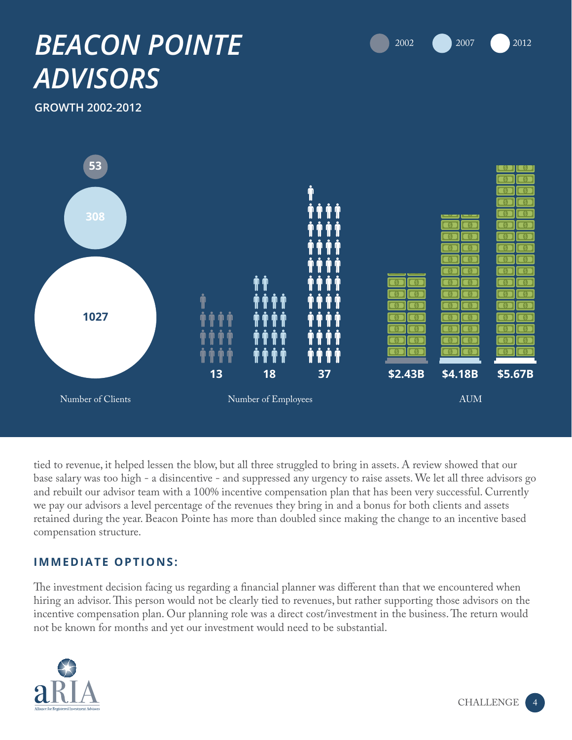# BEACON POINTE ADVISORS

**GROWTH 2002-2012**

2002 | 2007 | 2012

| | 2002 | 2007 | 2012 |
|---|---|---|---|
| Number of Clients | 53 | 308 | 1027 |
| Number of Employees | 13 | 18 | 37 |
| AUM | $2.43B | $4.18B | $5.67B |

tied to revenue, it helped lessen the blow, but all three struggled to bring in assets. A review showed that our base salary was too high - a disincentive - and suppressed any urgency to raise assets. We let all three advisors go and rebuilt our advisor team with a 100% incentive compensation plan that has been very successful. Currently we pay our advisors a level percentage of the revenues they bring in and a bonus for both clients and assets retained during the year. Beacon Pointe has more than doubled since making the change to an incentive based compensation structure.

## IMMEDIATE OPTIONS:

The investment decision facing us regarding a financial planner was different than that we encountered when hiring an advisor. This person would not be clearly tied to revenues, but rather supporting those advisors on the incentive compensation plan. Our planning role was a direct cost/investment in the business. The return would not be known for months and yet our investment would need to be substantial.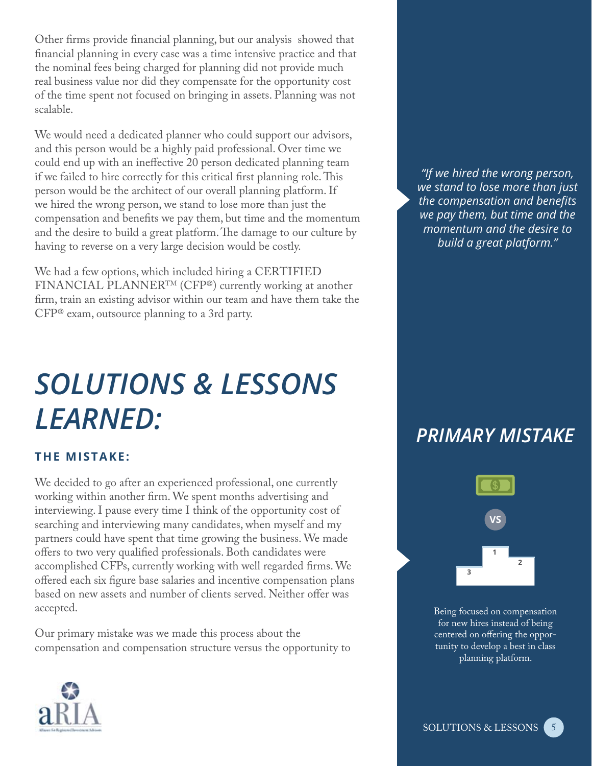Other firms provide financial planning, but our analysis showed that financial planning in every case was a time intensive practice and that the nominal fees being charged for planning did not provide much real business value nor did they compensate for the opportunity cost of the time spent not focused on bringing in assets. Planning was not scalable.

We would need a dedicated planner who could support our advisors, and this person would be a highly paid professional. Over time we could end up with an ineffective 20 person dedicated planning team if we failed to hire correctly for this critical first planning role. This person would be the architect of our overall planning platform. If we hired the wrong person, we stand to lose more than just the compensation and benefits we pay them, but time and the momentum and the desire to build a great platform. The damage to our culture by having to reverse on a very large decision would be costly.

*"If we hired the wrong person, we stand to lose more than just the compensation and benefits we pay them, but time and the momentum and the desire to build a great platform."*

We had a few options, which included hiring a CERTIFIED FINANCIAL PLANNER™ (CFP®) currently working at another firm, train an existing advisor within our team and have them take the CFP® exam, outsource planning to a 3rd party.

# *SOLUTIONS & LESSONS LEARNED:*

### THE MISTAKE:

We decided to go after an experienced professional, one currently working within another firm. We spent months advertising and interviewing. I pause every time I think of the opportunity cost of searching and interviewing many candidates, when myself and my partners could have spent that time growing the business. We made offers to two very qualified professionals. Both candidates were accomplished CFPs, currently working with well regarded firms. We offered each six figure base salaries and incentive compensation plans based on new assets and number of clients served. Neither offer was accepted.

Our primary mistake was we made this process about the compensation and compensation structure versus the opportunity to

## *PRIMARY MISTAKE*

VS

Being focused on compensation for new hires instead of being centered on offering the opportunity to develop a best in class planning platform.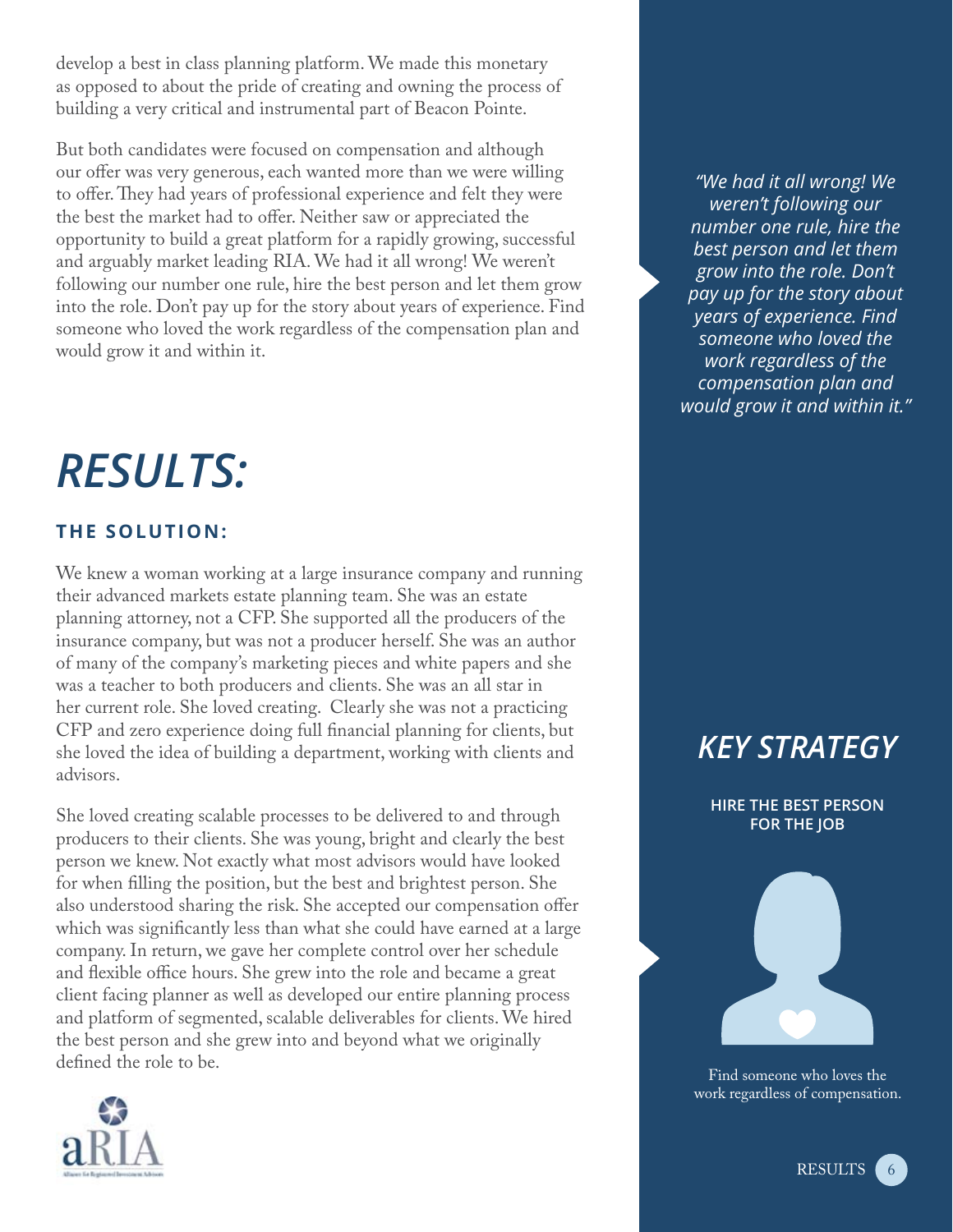develop a best in class planning platform. We made this monetary as opposed to about the pride of creating and owning the process of building a very critical and instrumental part of Beacon Pointe.

But both candidates were focused on compensation and although our offer was very generous, each wanted more than we were willing to offer. They had years of professional experience and felt they were the best the market had to offer. Neither saw or appreciated the opportunity to build a great platform for a rapidly growing, successful and arguably market leading RIA. We had it all wrong! We weren't following our number one rule, hire the best person and let them grow into the role. Don't pay up for the story about years of experience. Find someone who loved the work regardless of the compensation plan and would grow it and within it.

*"We had it all wrong! We weren't following our number one rule, hire the best person and let them grow into the role. Don't pay up for the story about years of experience. Find someone who loved the work regardless of the compensation plan and would grow it and within it."*

# *RESULTS:*

### THE SOLUTION:

We knew a woman working at a large insurance company and running their advanced markets estate planning team. She was an estate planning attorney, not a CFP. She supported all the producers of the insurance company, but was not a producer herself. She was an author of many of the company's marketing pieces and white papers and she was a teacher to both producers and clients. She was an all star in her current role. She loved creating. Clearly she was not a practicing CFP and zero experience doing full financial planning for clients, but she loved the idea of building a department, working with clients and advisors.

She loved creating scalable processes to be delivered to and through producers to their clients. She was young, bright and clearly the best person we knew. Not exactly what most advisors would have looked for when filling the position, but the best and brightest person. She also understood sharing the risk. She accepted our compensation offer which was significantly less than what she could have earned at a large company. In return, we gave her complete control over her schedule and flexible office hours. She grew into the role and became a great client facing planner as well as developed our entire planning process and platform of segmented, scalable deliverables for clients. We hired the best person and she grew into and beyond what we originally defined the role to be.

## *KEY STRATEGY*

**HIRE THE BEST PERSON FOR THE JOB**

Find someone who loves the work regardless of compensation.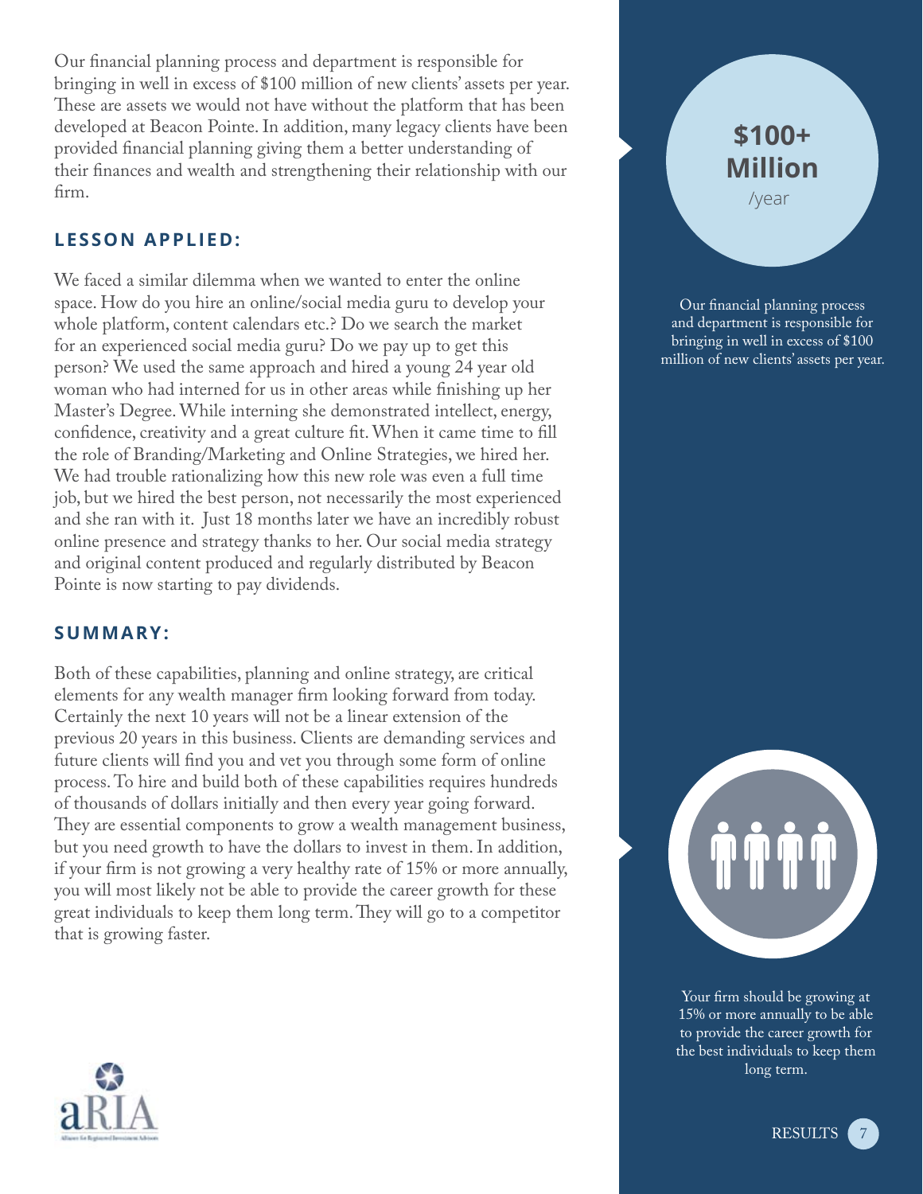Our financial planning process and department is responsible for bringing in well in excess of $100 million of new clients' assets per year. These are assets we would not have without the platform that has been developed at Beacon Pointe. In addition, many legacy clients have been provided financial planning giving them a better understanding of their finances and wealth and strengthening their relationship with our firm.

## LESSON APPLIED:

We faced a similar dilemma when we wanted to enter the online space. How do you hire an online/social media guru to develop your whole platform, content calendars etc.? Do we search the market for an experienced social media guru? Do we pay up to get this person? We used the same approach and hired a young 24 year old woman who had interned for us in other areas while finishing up her Master's Degree. While interning she demonstrated intellect, energy, confidence, creativity and a great culture fit. When it came time to fill the role of Branding/Marketing and Online Strategies, we hired her. We had trouble rationalizing how this new role was even a full time job, but we hired the best person, not necessarily the most experienced and she ran with it. Just 18 months later we have an incredibly robust online presence and strategy thanks to her. Our social media strategy and original content produced and regularly distributed by Beacon Pointe is now starting to pay dividends.

## SUMMARY:

Both of these capabilities, planning and online strategy, are critical elements for any wealth manager firm looking forward from today. Certainly the next 10 years will not be a linear extension of the previous 20 years in this business. Clients are demanding services and future clients will find you and vet you through some form of online process. To hire and build both of these capabilities requires hundreds of thousands of dollars initially and then every year going forward. They are essential components to grow a wealth management business, but you need growth to have the dollars to invest in them. In addition, if your firm is not growing a very healthy rate of 15% or more annually, you will most likely not be able to provide the career growth for these great individuals to keep them long term. They will go to a competitor that is growing faster.

**$100+ Million** /year

Our financial planning process and department is responsible for bringing in well in excess of $100 million of new clients' assets per year.

Your firm should be growing at 15% or more annually to be able to provide the career growth for the best individuals to keep them long term.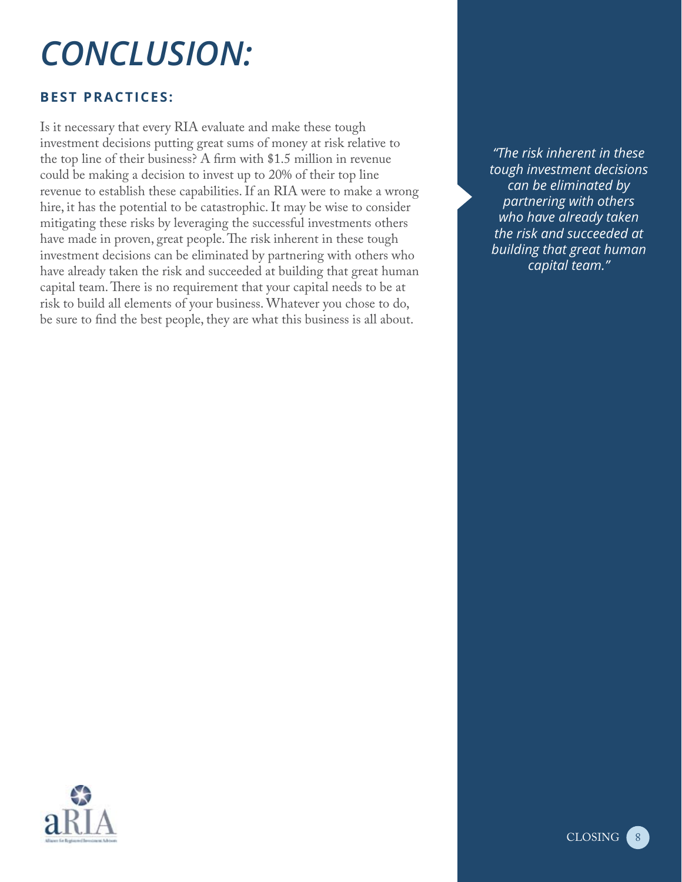# CONCLUSION:

## BEST PRACTICES:

Is it necessary that every RIA evaluate and make these tough investment decisions putting great sums of money at risk relative to the top line of their business? A firm with $1.5 million in revenue could be making a decision to invest up to 20% of their top line revenue to establish these capabilities. If an RIA were to make a wrong hire, it has the potential to be catastrophic. It may be wise to consider mitigating these risks by leveraging the successful investments others have made in proven, great people. The risk inherent in these tough investment decisions can be eliminated by partnering with others who have already taken the risk and succeeded at building that great human capital team. There is no requirement that your capital needs to be at risk to build all elements of your business. Whatever you chose to do, be sure to find the best people, they are what this business is all about.

> *"The risk inherent in these tough investment decisions can be eliminated by partnering with others who have already taken the risk and succeeded at building that great human capital team."*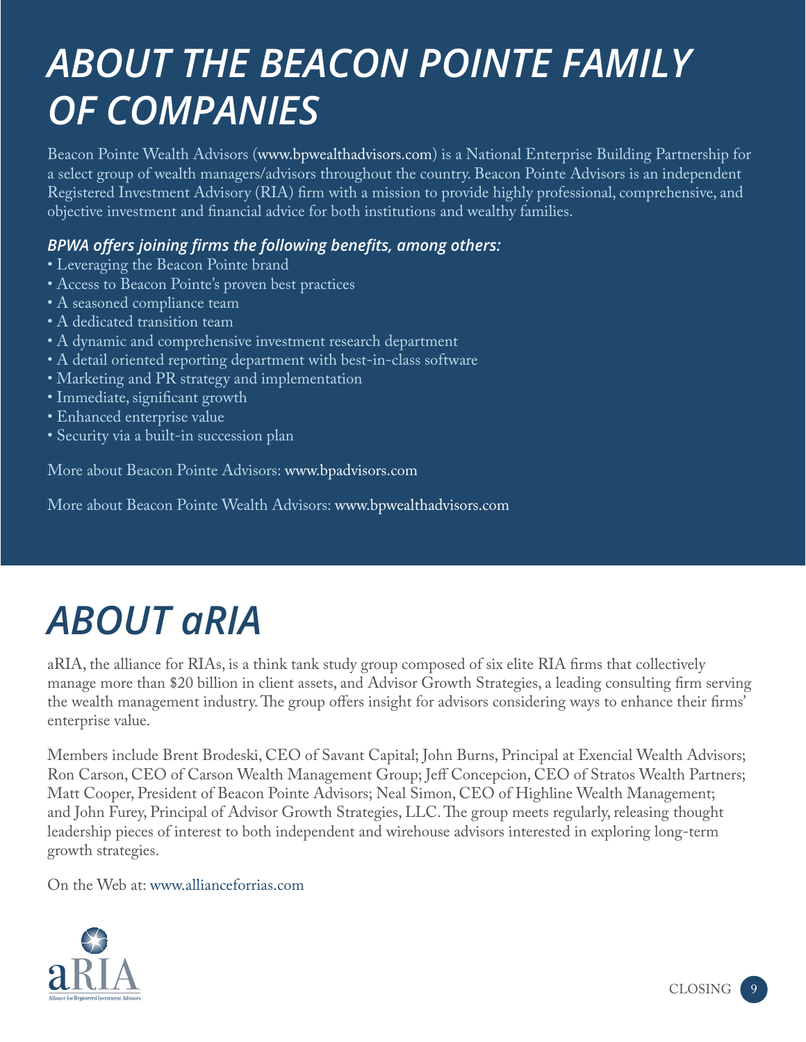# ABOUT THE BEACON POINTE FAMILY OF COMPANIES

Beacon Pointe Wealth Advisors (www.bpwealthadvisors.com) is a National Enterprise Building Partnership for a select group of wealth managers/advisors throughout the country. Beacon Pointe Advisors is an independent Registered Investment Advisory (RIA) firm with a mission to provide highly professional, comprehensive, and objective investment and financial advice for both institutions and wealthy families.

***BPWA offers joining firms the following benefits, among others:***

- Leveraging the Beacon Pointe brand
- Access to Beacon Pointe's proven best practices
- A seasoned compliance team
- A dedicated transition team
- A dynamic and comprehensive investment research department
- A detail oriented reporting department with best-in-class software
- Marketing and PR strategy and implementation
- Immediate, significant growth
- Enhanced enterprise value
- Security via a built-in succession plan

More about Beacon Pointe Advisors: www.bpadvisors.com

More about Beacon Pointe Wealth Advisors: www.bpwealthadvisors.com

# ABOUT aRIA

aRIA, the alliance for RIAs, is a think tank study group composed of six elite RIA firms that collectively manage more than $20 billion in client assets, and Advisor Growth Strategies, a leading consulting firm serving the wealth management industry. The group offers insight for advisors considering ways to enhance their firms' enterprise value.

Members include Brent Brodeski, CEO of Savant Capital; John Burns, Principal at Exencial Wealth Advisors; Ron Carson, CEO of Carson Wealth Management Group; Jeff Concepcion, CEO of Stratos Wealth Partners; Matt Cooper, President of Beacon Pointe Advisors; Neal Simon, CEO of Highline Wealth Management; and John Furey, Principal of Advisor Growth Strategies, LLC. The group meets regularly, releasing thought leadership pieces of interest to both independent and wirehouse advisors interested in exploring long-term growth strategies.

On the Web at: www.allianceforrias.com

aRIA
Alliance for Registered Investment Advisors